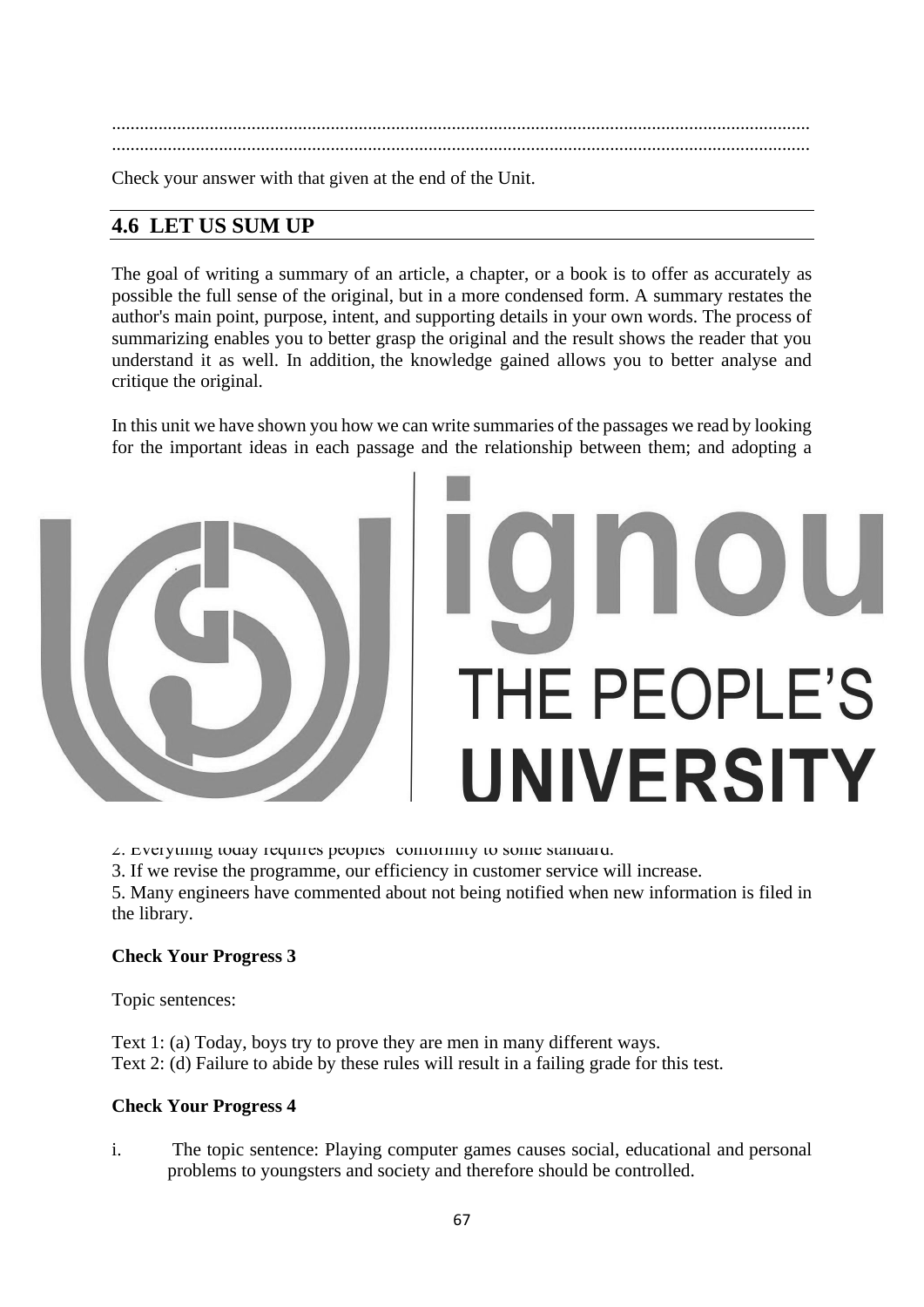.....................................................................................................................................................
.....................................................................................................................................................

Check your answer with that given at the end of the Unit.

## 4.6 LET US SUM UP

The goal of writing a summary of an article, a chapter, or a book is to offer as accurately as possible the full sense of the original, but in a more condensed form. A summary restates the author's main point, purpose, intent, and supporting details in your own words. The process of summarizing enables you to better grasp the original and the result shows the reader that you understand it as well. In addition, the knowledge gained allows you to better analyse and critique the original.

In this unit we have shown you how we can write summaries of the passages we read by looking for the important ideas in each passage and the relationship between them; and adopting a

2. Everything today requires peoples' conformity to some standard.

3. If we revise the programme, our efficiency in customer service will increase.

5. Many engineers have commented about not being notified when new information is filed in the library.

**Check Your Progress 3**

Topic sentences:

Text 1: (a) Today, boys try to prove they are men in many different ways.
Text 2: (d) Failure to abide by these rules will result in a failing grade for this test.

**Check Your Progress 4**

i. The topic sentence: Playing computer games causes social, educational and personal problems to youngsters and society and therefore should be controlled.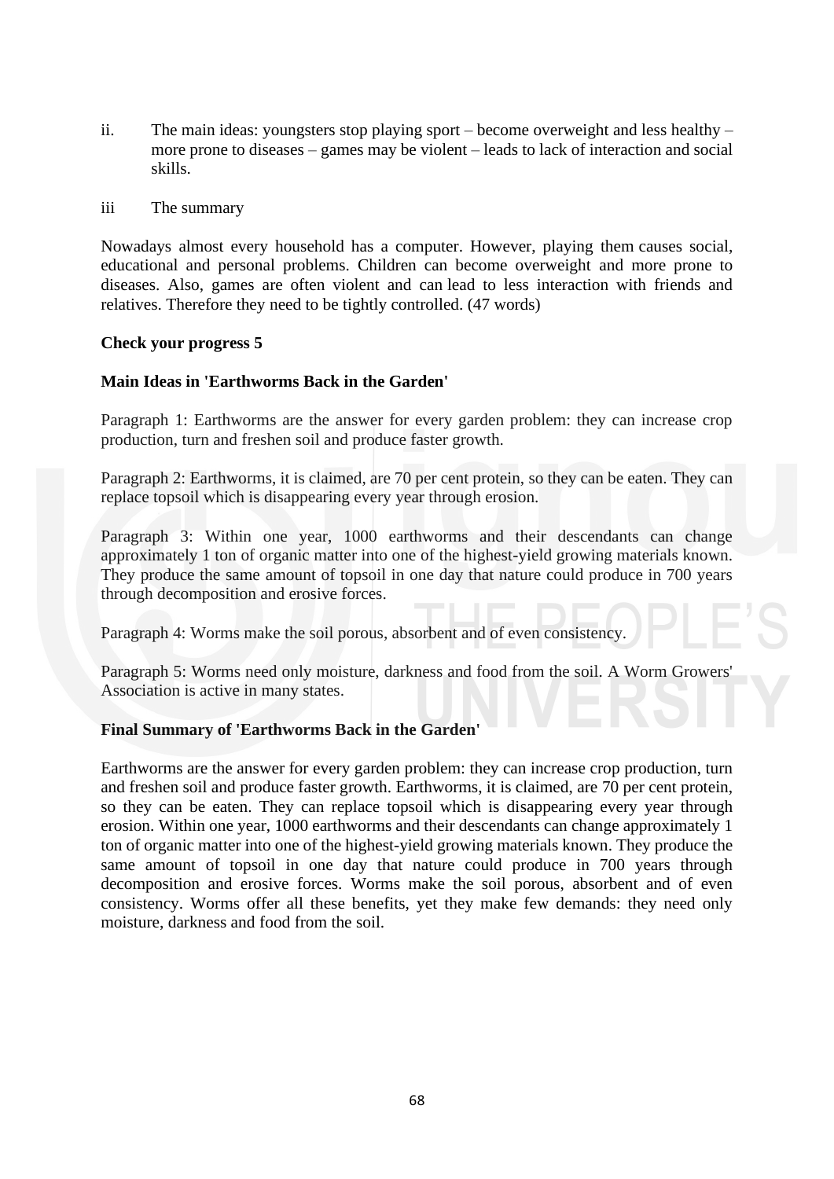ii. The main ideas: youngsters stop playing sport – become overweight and less healthy – more prone to diseases – games may be violent – leads to lack of interaction and social skills.

iii The summary

Nowadays almost every household has a computer. However, playing them causes social, educational and personal problems. Children can become overweight and more prone to diseases. Also, games are often violent and can lead to less interaction with friends and relatives. Therefore they need to be tightly controlled. (47 words)

**Check your progress 5**

**Main Ideas in 'Earthworms Back in the Garden'**

Paragraph 1: Earthworms are the answer for every garden problem: they can increase crop production, turn and freshen soil and produce faster growth.

Paragraph 2: Earthworms, it is claimed, are 70 per cent protein, so they can be eaten. They can replace topsoil which is disappearing every year through erosion.

Paragraph 3: Within one year, 1000 earthworms and their descendants can change approximately 1 ton of organic matter into one of the highest-yield growing materials known. They produce the same amount of topsoil in one day that nature could produce in 700 years through decomposition and erosive forces.

Paragraph 4: Worms make the soil porous, absorbent and of even consistency.

Paragraph 5: Worms need only moisture, darkness and food from the soil. A Worm Growers' Association is active in many states.

**Final Summary of 'Earthworms Back in the Garden'**

Earthworms are the answer for every garden problem: they can increase crop production, turn and freshen soil and produce faster growth. Earthworms, it is claimed, are 70 per cent protein, so they can be eaten. They can replace topsoil which is disappearing every year through erosion. Within one year, 1000 earthworms and their descendants can change approximately 1 ton of organic matter into one of the highest-yield growing materials known. They produce the same amount of topsoil in one day that nature could produce in 700 years through decomposition and erosive forces. Worms make the soil porous, absorbent and of even consistency. Worms offer all these benefits, yet they make few demands: they need only moisture, darkness and food from the soil.